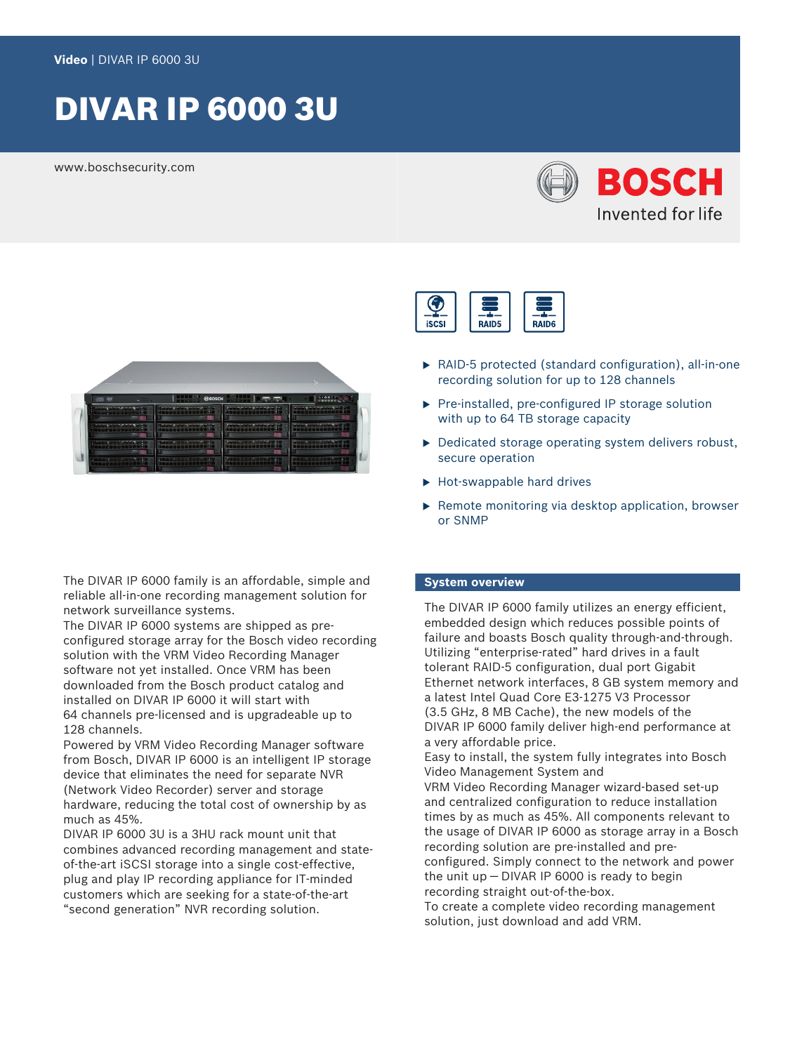Video | DIVAR IP 6000 3U

# DIVAR IP 6000 3U

www.boschsecurity.com

iSCSI RAID5 RAID6

- RAID-5 protected (standard configuration), all-in-one recording solution for up to 128 channels
- Pre-installed, pre-configured IP storage solution with up to 64 TB storage capacity
- Dedicated storage operating system delivers robust, secure operation
- Hot-swappable hard drives
- Remote monitoring via desktop application, browser or SNMP

The DIVAR IP 6000 family is an affordable, simple and reliable all-in-one recording management solution for network surveillance systems.
The DIVAR IP 6000 systems are shipped as pre-configured storage array for the Bosch video recording solution with the VRM Video Recording Manager software not yet installed. Once VRM has been downloaded from the Bosch product catalog and installed on DIVAR IP 6000 it will start with 64 channels pre-licensed and is upgradeable up to 128 channels.
Powered by VRM Video Recording Manager software from Bosch, DIVAR IP 6000 is an intelligent IP storage device that eliminates the need for separate NVR (Network Video Recorder) server and storage hardware, reducing the total cost of ownership by as much as 45%.
DIVAR IP 6000 3U is a 3HU rack mount unit that combines advanced recording management and state-of-the-art iSCSI storage into a single cost-effective, plug and play IP recording appliance for IT-minded customers which are seeking for a state-of-the-art “second generation” NVR recording solution.

## System overview

The DIVAR IP 6000 family utilizes an energy efficient, embedded design which reduces possible points of failure and boasts Bosch quality through-and-through. Utilizing “enterprise-rated” hard drives in a fault tolerant RAID-5 configuration, dual port Gigabit Ethernet network interfaces, 8 GB system memory and a latest Intel Quad Core E3-1275 V3 Processor (3.5 GHz, 8 MB Cache), the new models of the DIVAR IP 6000 family deliver high-end performance at a very affordable price.
Easy to install, the system fully integrates into Bosch Video Management System and VRM Video Recording Manager wizard-based set-up and centralized configuration to reduce installation times by as much as 45%. All components relevant to the usage of DIVAR IP 6000 as storage array in a Bosch recording solution are pre-installed and pre-configured. Simply connect to the network and power the unit up – DIVAR IP 6000 is ready to begin recording straight out-of-the-box.
To create a complete video recording management solution, just download and add VRM.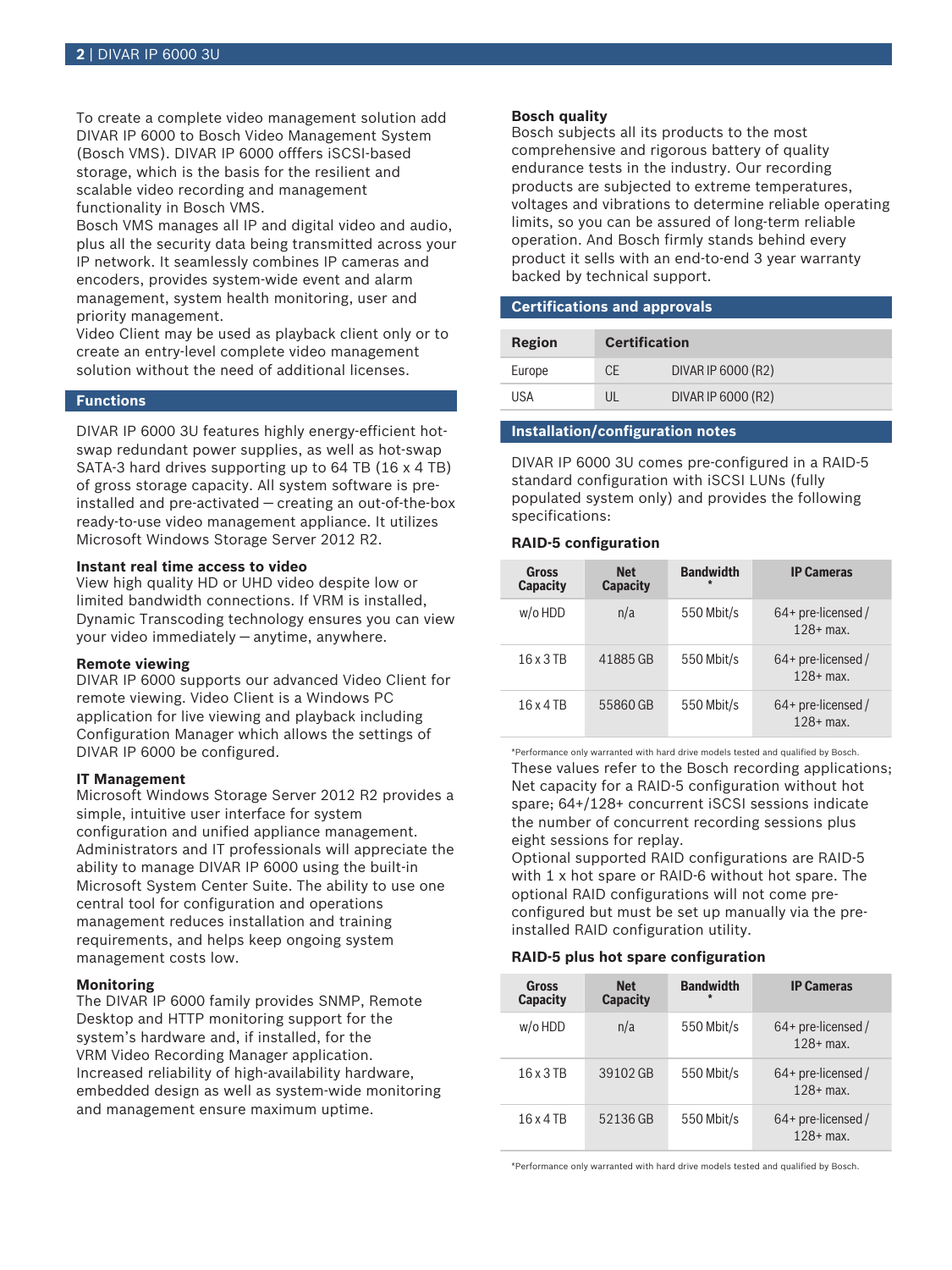To create a complete video management solution add DIVAR IP 6000 to Bosch Video Management System (Bosch VMS). DIVAR IP 6000 offfers iSCSI-based storage, which is the basis for the resilient and scalable video recording and management functionality in Bosch VMS.
Bosch VMS manages all IP and digital video and audio, plus all the security data being transmitted across your IP network. It seamlessly combines IP cameras and encoders, provides system-wide event and alarm management, system health monitoring, user and priority management.
Video Client may be used as playback client only or to create an entry-level complete video management solution without the need of additional licenses.

## Functions

DIVAR IP 6000 3U features highly energy-efficient hot-swap redundant power supplies, as well as hot-swap SATA-3 hard drives supporting up to 64 TB (16 x 4 TB) of gross storage capacity. All system software is pre-installed and pre-activated – creating an out-of-the-box ready-to-use video management appliance. It utilizes Microsoft Windows Storage Server 2012 R2.

### Instant real time access to video

View high quality HD or UHD video despite low or limited bandwidth connections. If VRM is installed, Dynamic Transcoding technology ensures you can view your video immediately – anytime, anywhere.

### Remote viewing

DIVAR IP 6000 supports our advanced Video Client for remote viewing. Video Client is a Windows PC application for live viewing and playback including Configuration Manager which allows the settings of DIVAR IP 6000 be configured.

### IT Management

Microsoft Windows Storage Server 2012 R2 provides a simple, intuitive user interface for system configuration and unified appliance management. Administrators and IT professionals will appreciate the ability to manage DIVAR IP 6000 using the built-in Microsoft System Center Suite. The ability to use one central tool for configuration and operations management reduces installation and training requirements, and helps keep ongoing system management costs low.

### Monitoring

The DIVAR IP 6000 family provides SNMP, Remote Desktop and HTTP monitoring support for the system's hardware and, if installed, for the VRM Video Recording Manager application.
Increased reliability of high-availability hardware, embedded design as well as system-wide monitoring and management ensure maximum uptime.

### Bosch quality

Bosch subjects all its products to the most comprehensive and rigorous battery of quality endurance tests in the industry. Our recording products are subjected to extreme temperatures, voltages and vibrations to determine reliable operating limits, so you can be assured of long-term reliable operation. And Bosch firmly stands behind every product it sells with an end-to-end 3 year warranty backed by technical support.

## Certifications and approvals

| Region | Certification | |
|---|---|---|
| Europe | CE | DIVAR IP 6000 (R2) |
| USA | UL | DIVAR IP 6000 (R2) |

## Installation/configuration notes

DIVAR IP 6000 3U comes pre-configured in a RAID-5 standard configuration with iSCSI LUNs (fully populated system only) and provides the following specifications:

### RAID-5 configuration

| Gross Capacity | Net Capacity | Bandwidth * | IP Cameras |
|---|---|---|---|
| w/o HDD | n/a | 550 Mbit/s | 64+ pre-licensed / 128+ max. |
| 16 x 3 TB | 41885 GB | 550 Mbit/s | 64+ pre-licensed / 128+ max. |
| 16 x 4 TB | 55860 GB | 550 Mbit/s | 64+ pre-licensed / 128+ max. |

*Performance only warranted with hard drive models tested and qualified by Bosch.

These values refer to the Bosch recording applications; Net capacity for a RAID-5 configuration without hot spare; 64+/128+ concurrent iSCSI sessions indicate the number of concurrent recording sessions plus eight sessions for replay.
Optional supported RAID configurations are RAID-5 with 1 x hot spare or RAID-6 without hot spare. The optional RAID configurations will not come pre-configured but must be set up manually via the pre-installed RAID configuration utility.

### RAID-5 plus hot spare configuration

| Gross Capacity | Net Capacity | Bandwidth * | IP Cameras |
|---|---|---|---|
| w/o HDD | n/a | 550 Mbit/s | 64+ pre-licensed / 128+ max. |
| 16 x 3 TB | 39102 GB | 550 Mbit/s | 64+ pre-licensed / 128+ max. |
| 16 x 4 TB | 52136 GB | 550 Mbit/s | 64+ pre-licensed / 128+ max. |

*Performance only warranted with hard drive models tested and qualified by Bosch.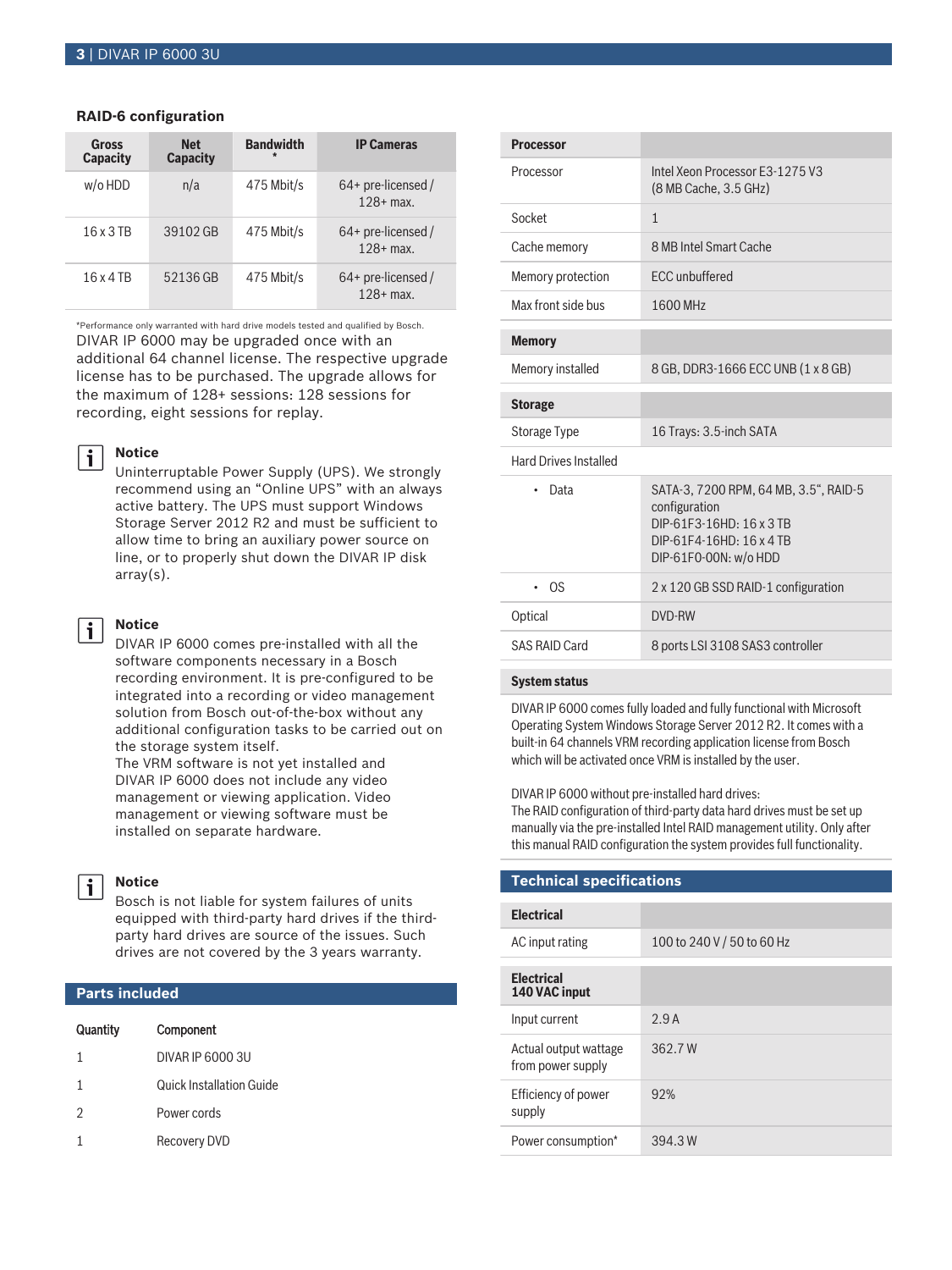### RAID-6 configuration

| Gross Capacity | Net Capacity | Bandwidth * | IP Cameras |
|---|---|---|---|
| w/o HDD | n/a | 475 Mbit/s | 64+ pre-licensed / 128+ max. |
| 16 x 3 TB | 39102 GB | 475 Mbit/s | 64+ pre-licensed / 128+ max. |
| 16 x 4 TB | 52136 GB | 475 Mbit/s | 64+ pre-licensed / 128+ max. |

*Performance only warranted with hard drive models tested and qualified by Bosch.

DIVAR IP 6000 may be upgraded once with an additional 64 channel license. The respective upgrade license has to be purchased. The upgrade allows for the maximum of 128+ sessions: 128 sessions for recording, eight sessions for replay.

**Notice**
Uninterruptable Power Supply (UPS). We strongly recommend using an "Online UPS" with an always active battery. The UPS must support Windows Storage Server 2012 R2 and must be sufficient to allow time to bring an auxiliary power source on line, or to properly shut down the DIVAR IP disk array(s).

**Notice**
DIVAR IP 6000 comes pre-installed with all the software components necessary in a Bosch recording environment. It is pre-configured to be integrated into a recording or video management solution from Bosch out-of-the-box without any additional configuration tasks to be carried out on the storage system itself.
The VRM software is not yet installed and DIVAR IP 6000 does not include any video management or viewing application. Video management or viewing software must be installed on separate hardware.

**Notice**
Bosch is not liable for system failures of units equipped with third-party hard drives if the third-party hard drives are source of the issues. Such drives are not covered by the 3 years warranty.

## Parts included

| Quantity | Component |
|---|---|
| 1 | DIVAR IP 6000 3U |
| 1 | Quick Installation Guide |
| 2 | Power cords |
| 1 | Recovery DVD |

| Processor | |
|---|---|
| Processor | Intel Xeon Processor E3-1275 V3 (8 MB Cache, 3.5 GHz) |
| Socket | 1 |
| Cache memory | 8 MB Intel Smart Cache |
| Memory protection | ECC unbuffered |
| Max front side bus | 1600 MHz |

| Memory | |
|---|---|
| Memory installed | 8 GB, DDR3-1666 ECC UNB (1 x 8 GB) |

| Storage | |
|---|---|
| Storage Type | 16 Trays: 3.5-inch SATA |
| Hard Drives Installed | |
| • Data | SATA-3, 7200 RPM, 64 MB, 3.5", RAID-5 configuration<br>DIP-61F3-16HD: 16 x 3 TB<br>DIP-61F4-16HD: 16 x 4 TB<br>DIP-61F0-00N: w/o HDD |
| • OS | 2 x 120 GB SSD RAID-1 configuration |
| Optical | DVD-RW |
| SAS RAID Card | 8 ports LSI 3108 SAS3 controller |

**System status**

DIVAR IP 6000 comes fully loaded and fully functional with Microsoft Operating System Windows Storage Server 2012 R2. It comes with a built-in 64 channels VRM recording application license from Bosch which will be activated once VRM is installed by the user.

DIVAR IP 6000 without pre-installed hard drives:
The RAID configuration of third-party data hard drives must be set up manually via the pre-installed Intel RAID management utility. Only after this manual RAID configuration the system provides full functionality.

## Technical specifications

| Electrical | |
|---|---|
| AC input rating | 100 to 240 V / 50 to 60 Hz |

| Electrical 140 VAC input | |
|---|---|
| Input current | 2.9 A |
| Actual output wattage from power supply | 362.7 W |
| Efficiency of power supply | 92% |
| Power consumption* | 394.3 W |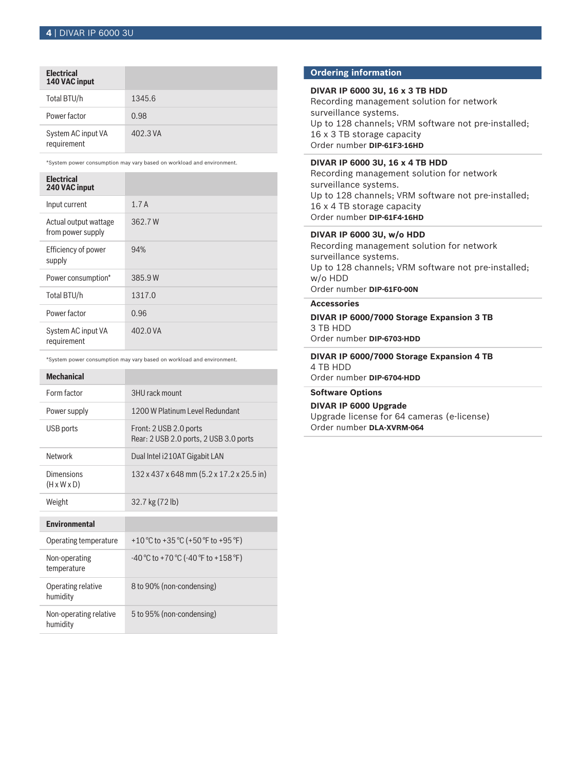| Electrical 140 VAC input | |
|---|---|
| Total BTU/h | 1345.6 |
| Power factor | 0.98 |
| System AC input VA requirement | 402.3 VA |

*System power consumption may vary based on workload and environment.

| Electrical 240 VAC input | |
|---|---|
| Input current | 1.7 A |
| Actual output wattage from power supply | 362.7 W |
| Efficiency of power supply | 94% |
| Power consumption* | 385.9 W |
| Total BTU/h | 1317.0 |
| Power factor | 0.96 |
| System AC input VA requirement | 402.0 VA |

*System power consumption may vary based on workload and environment.

| Mechanical | |
|---|---|
| Form factor | 3HU rack mount |
| Power supply | 1200 W Platinum Level Redundant |
| USB ports | Front: 2 USB 2.0 ports<br>Rear: 2 USB 2.0 ports, 2 USB 3.0 ports |
| Network | Dual Intel i210AT Gigabit LAN |
| Dimensions (H x W x D) | 132 x 437 x 648 mm (5.2 x 17.2 x 25.5 in) |
| Weight | 32.7 kg (72 lb) |

| Environmental | |
|---|---|
| Operating temperature | +10 °C to +35 °C (+50 °F to +95 °F) |
| Non-operating temperature | -40 °C to +70 °C (-40 °F to +158 °F) |
| Operating relative humidity | 8 to 90% (non-condensing) |
| Non-operating relative humidity | 5 to 95% (non-condensing) |

## Ordering information

**DIVAR IP 6000 3U, 16 x 3 TB HDD**
Recording management solution for network surveillance systems.
Up to 128 channels; VRM software not pre-installed; 16 x 3 TB storage capacity
Order number **DIP-61F3-16HD**

**DIVAR IP 6000 3U, 16 x 4 TB HDD**
Recording management solution for network surveillance systems.
Up to 128 channels; VRM software not pre-installed; 16 x 4 TB storage capacity
Order number **DIP-61F4-16HD**

**DIVAR IP 6000 3U, w/o HDD**
Recording management solution for network surveillance systems.
Up to 128 channels; VRM software not pre-installed; w/o HDD
Order number **DIP-61F0-00N**

### Accessories

**DIVAR IP 6000/7000 Storage Expansion 3 TB**
3 TB HDD
Order number **DIP-6703-HDD**

**DIVAR IP 6000/7000 Storage Expansion 4 TB**
4 TB HDD
Order number **DIP-6704-HDD**

### Software Options

**DIVAR IP 6000 Upgrade**
Upgrade license for 64 cameras (e-license)
Order number **DLA-XVRM-064**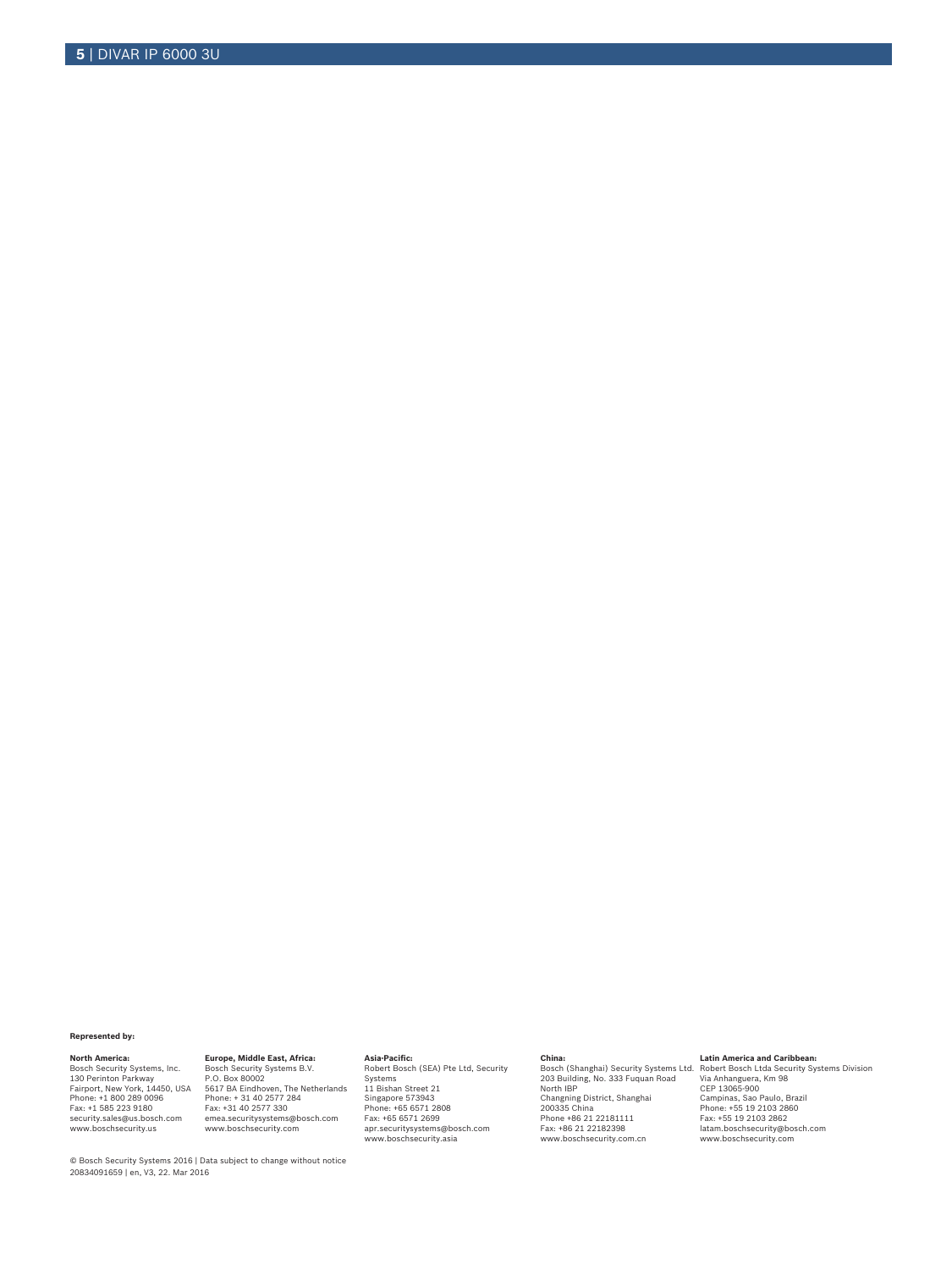**Represented by:**

**North America:**
Bosch Security Systems, Inc.
130 Perinton Parkway
Fairport, New York, 14450, USA
Phone: +1 800 289 0096
Fax: +1 585 223 9180
security.sales@us.bosch.com
www.boschsecurity.us

**Europe, Middle East, Africa:**
Bosch Security Systems B.V.
P.O. Box 80002
5617 BA Eindhoven, The Netherlands
Phone: + 31 40 2577 284
Fax: +31 40 2577 330
emea.securitysystems@bosch.com
www.boschsecurity.com

**Asia-Pacific:**
Robert Bosch (SEA) Pte Ltd, Security Systems
11 Bishan Street 21
Singapore 573943
Phone: +65 6571 2808
Fax: +65 6571 2699
apr.securitysystems@bosch.com
www.boschsecurity.asia

**China:**
Bosch (Shanghai) Security Systems Ltd.
203 Building, No. 333 Fuquan Road
North IBP
Changning District, Shanghai
200335 China
Phone +86 21 22181111
Fax: +86 21 22182398
www.boschsecurity.com.cn

**Latin America and Caribbean:**
Robert Bosch Ltda Security Systems Division
Via Anhanguera, Km 98
CEP 13065-900
Campinas, Sao Paulo, Brazil
Phone: +55 19 2103 2860
Fax: +55 19 2103 2862
latam.boschsecurity@bosch.com
www.boschsecurity.com

© Bosch Security Systems 2016 | Data subject to change without notice
20834091659 | en, V3, 22. Mar 2016